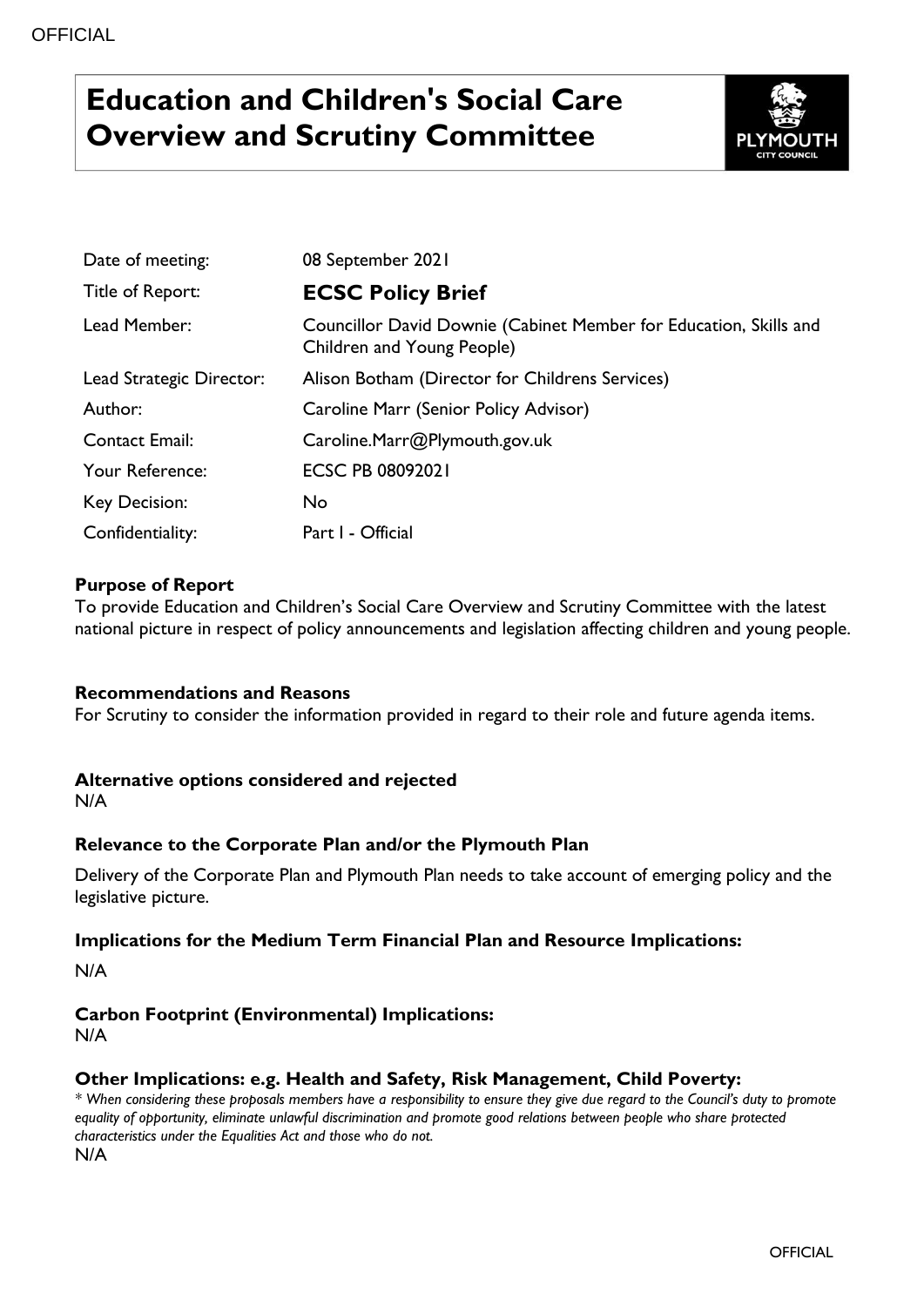# Education and Children's Social Care Overview and Scrutiny Committee

| | |
|---|---|
| Date of meeting: | 08 September 2021 |
| Title of Report: | **ECSC Policy Brief** |
| Lead Member: | Councillor David Downie (Cabinet Member for Education, Skills and Children and Young People) |
| Lead Strategic Director: | Alison Botham (Director for Childrens Services) |
| Author: | Caroline Marr (Senior Policy Advisor) |
| Contact Email: | Caroline.Marr@Plymouth.gov.uk |
| Your Reference: | ECSC PB 08092021 |
| Key Decision: | No |
| Confidentiality: | Part I - Official |

### Purpose of Report

To provide Education and Children's Social Care Overview and Scrutiny Committee with the latest national picture in respect of policy announcements and legislation affecting children and young people.

### Recommendations and Reasons

For Scrutiny to consider the information provided in regard to their role and future agenda items.

### Alternative options considered and rejected

N/A

### Relevance to the Corporate Plan and/or the Plymouth Plan

Delivery of the Corporate Plan and Plymouth Plan needs to take account of emerging policy and the legislative picture.

### Implications for the Medium Term Financial Plan and Resource Implications:

N/A

### Carbon Footprint (Environmental) Implications:

N/A

### Other Implications: e.g. Health and Safety, Risk Management, Child Poverty:

*\* When considering these proposals members have a responsibility to ensure they give due regard to the Council's duty to promote equality of opportunity, eliminate unlawful discrimination and promote good relations between people who share protected characteristics under the Equalities Act and those who do not.*

N/A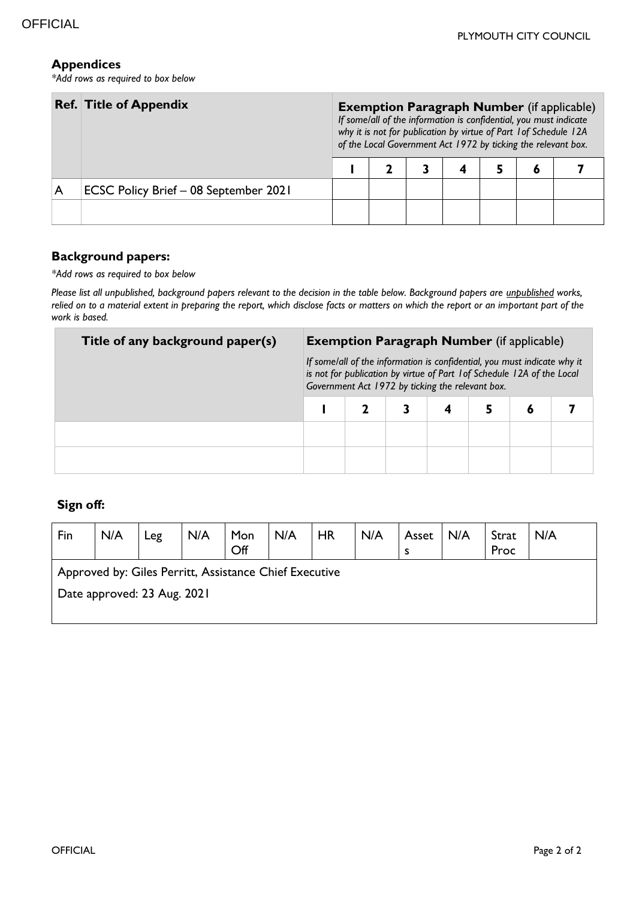## Appendices

*\*Add rows as required to box below*

| Ref. | Title of Appendix | **Exemption Paragraph Number** (if applicable) *If some/all of the information is confidential, you must indicate why it is not for publication by virtue of Part 1of Schedule 12A of the Local Government Act 1972 by ticking the relevant box.* | | | | | | |
|---|---|---|---|---|---|---|---|---|
| | | **1** | **2** | **3** | **4** | **5** | **6** | **7** |
| A | ECSC Policy Brief – 08 September 2021 | | | | | | | |
| | | | | | | | | |

## Background papers:

*\*Add rows as required to box below*

*Please list all unpublished, background papers relevant to the decision in the table below. Background papers are unpublished works, relied on to a material extent in preparing the report, which disclose facts or matters on which the report or an important part of the work is based.*

| Title of any background paper(s) | **Exemption Paragraph Number** (if applicable) *If some/all of the information is confidential, you must indicate why it is not for publication by virtue of Part 1of Schedule 12A of the Local Government Act 1972 by ticking the relevant box.* | | | | | | |
|---|---|---|---|---|---|---|---|
| | **1** | **2** | **3** | **4** | **5** | **6** | **7** |
| | | | | | | | |
| | | | | | | | |

## Sign off:

| Fin | N/A | Leg | N/A | Mon Off | N/A | HR | N/A | Assets | N/A | Strat Proc | N/A |
|---|---|---|---|---|---|---|---|---|---|---|---|
| Approved by: Giles Perritt, Assistance Chief Executive | | | | | | | | | | | |
| Date approved: 23 Aug. 2021 | | | | | | | | | | | |